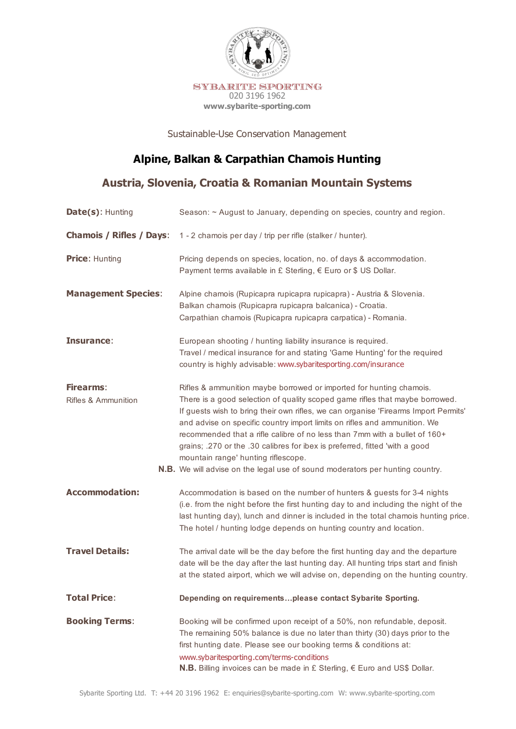SYBARITE SPORTING
020 3196 1962
**www.sybarite-sporting.com**

Sustainable-Use Conservation Management

# Alpine, Balkan & Carpathian Chamois Hunting

## Austria, Slovenia, Croatia & Romanian Mountain Systems

**Date(s):** Hunting — Season: ~ August to January, depending on species, country and region.

**Chamois / Rifles / Days:** 1 - 2 chamois per day / trip per rifle (stalker / hunter).

**Price:** Hunting — Pricing depends on species, location, no. of days & accommodation. Payment terms available in £ Sterling, € Euro or $ US Dollar.

**Management Species:**
Alpine chamois (Rupicapra rupicapra rupicapra) - Austria & Slovenia.
Balkan chamois (Rupicapra rupicapra balcanica) - Croatia.
Carpathian chamois (Rupicapra rupicapra carpatica) - Romania.

**Insurance:** European shooting / hunting liability insurance is required. Travel / medical insurance for and stating 'Game Hunting' for the required country is highly advisable: www.sybaritesporting.com/insurance

**Firearms:** Rifles & Ammunition — Rifles & ammunition maybe borrowed or imported for hunting chamois. There is a good selection of quality scoped game rifles that maybe borrowed. If guests wish to bring their own rifles, we can organise 'Firearms Import Permits' and advise on specific country import limits on rifles and ammunition. We recommended that a rifle calibre of no less than 7mm with a bullet of 160+ grains; .270 or the .30 calibres for ibex is preferred, fitted 'with a good mountain range' hunting riflescope.
**N.B.** We will advise on the legal use of sound moderators per hunting country.

**Accommodation:** Accommodation is based on the number of hunters & guests for 3-4 nights (i.e. from the night before the first hunting day to and including the night of the last hunting day), lunch and dinner is included in the total chamois hunting price. The hotel / hunting lodge depends on hunting country and location.

**Travel Details:** The arrival date will be the day before the first hunting day and the departure date will be the day after the last hunting day. All hunting trips start and finish at the stated airport, which we will advise on, depending on the hunting country.

**Total Price:** **Depending on requirements…please contact Sybarite Sporting.**

**Booking Terms:** Booking will be confirmed upon receipt of a 50%, non refundable, deposit. The remaining 50% balance is due no later than thirty (30) days prior to the first hunting date. Please see our booking terms & conditions at: www.sybaritesporting.com/terms-conditions
**N.B.** Billing invoices can be made in £ Sterling, € Euro and US$ Dollar.

Sybarite Sporting Ltd. T: +44 20 3196 1962 E: enquiries@sybarite-sporting.com W: www.sybarite-sporting.com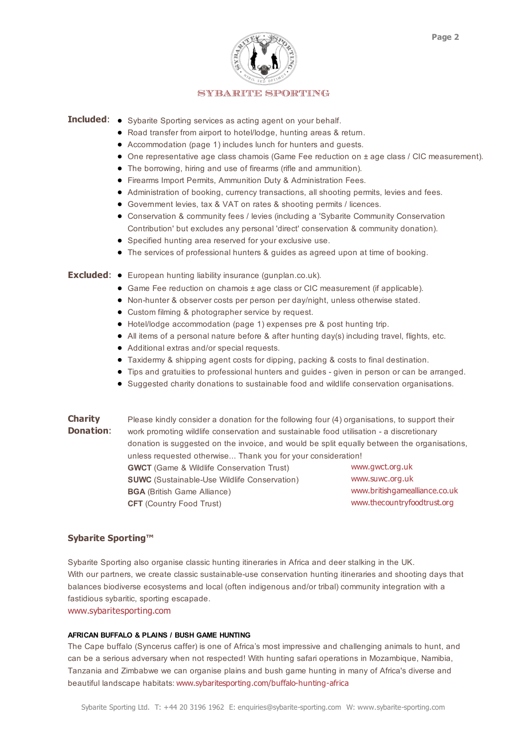SYBARITE SPORTING

**Included**:

- Sybarite Sporting services as acting agent on your behalf.
- Road transfer from airport to hotel/lodge, hunting areas & return.
- Accommodation (page 1) includes lunch for hunters and guests.
- One representative age class chamois (Game Fee reduction on ± age class / CIC measurement).
- The borrowing, hiring and use of firearms (rifle and ammunition).
- Firearms Import Permits, Ammunition Duty & Administration Fees.
- Administration of booking, currency transactions, all shooting permits, levies and fees.
- Government levies, tax & VAT on rates & shooting permits / licences.
- Conservation & community fees / levies (including a 'Sybarite Community Conservation Contribution' but excludes any personal 'direct' conservation & community donation).
- Specified hunting area reserved for your exclusive use.
- The services of professional hunters & guides as agreed upon at time of booking.

**Excluded**:

- European hunting liability insurance (gunplan.co.uk).
- Game Fee reduction on chamois ± age class or CIC measurement (if applicable).
- Non-hunter & observer costs per person per day/night, unless otherwise stated.
- Custom filming & photographer service by request.
- Hotel/lodge accommodation (page 1) expenses pre & post hunting trip.
- All items of a personal nature before & after hunting day(s) including travel, flights, etc.
- Additional extras and/or special requests.
- Taxidermy & shipping agent costs for dipping, packing & costs to final destination.
- Tips and gratuities to professional hunters and guides - given in person or can be arranged.
- Suggested charity donations to sustainable food and wildlife conservation organisations.

**Charity Donation**:

Please kindly consider a donation for the following four (4) organisations, to support their work promoting wildlife conservation and sustainable food utilisation - a discretionary donation is suggested on the invoice, and would be split equally between the organisations, unless requested otherwise... Thank you for your consideration!

| | |
|---|---|
| **GWCT** (Game & Wildlife Conservation Trust) | www.gwct.org.uk |
| **SUWC** (Sustainable-Use Wildlife Conservation) | www.suwc.org.uk |
| **BGA** (British Game Alliance) | www.britishgamealliance.co.uk |
| **CFT** (Country Food Trust) | www.thecountryfoodtrust.org |

## Sybarite Sporting™

Sybarite Sporting also organise classic hunting itineraries in Africa and deer stalking in the UK. With our partners, we create classic sustainable-use conservation hunting itineraries and shooting days that balances biodiverse ecosystems and local (often indigenous and/or tribal) community integration with a fastidious sybaritic, sporting escapade.
www.sybaritesporting.com

**AFRICAN BUFFALO & PLAINS / BUSH GAME HUNTING**

The Cape buffalo (Syncerus caffer) is one of Africa's most impressive and challenging animals to hunt, and can be a serious adversary when not respected! With hunting safari operations in Mozambique, Namibia, Tanzania and Zimbabwe we can organise plains and bush game hunting in many of Africa's diverse and beautiful landscape habitats: www.sybaritesporting.com/buffalo-hunting-africa

Sybarite Sporting Ltd. T: +44 20 3196 1962 E: enquiries@sybarite-sporting.com W: www.sybarite-sporting.com